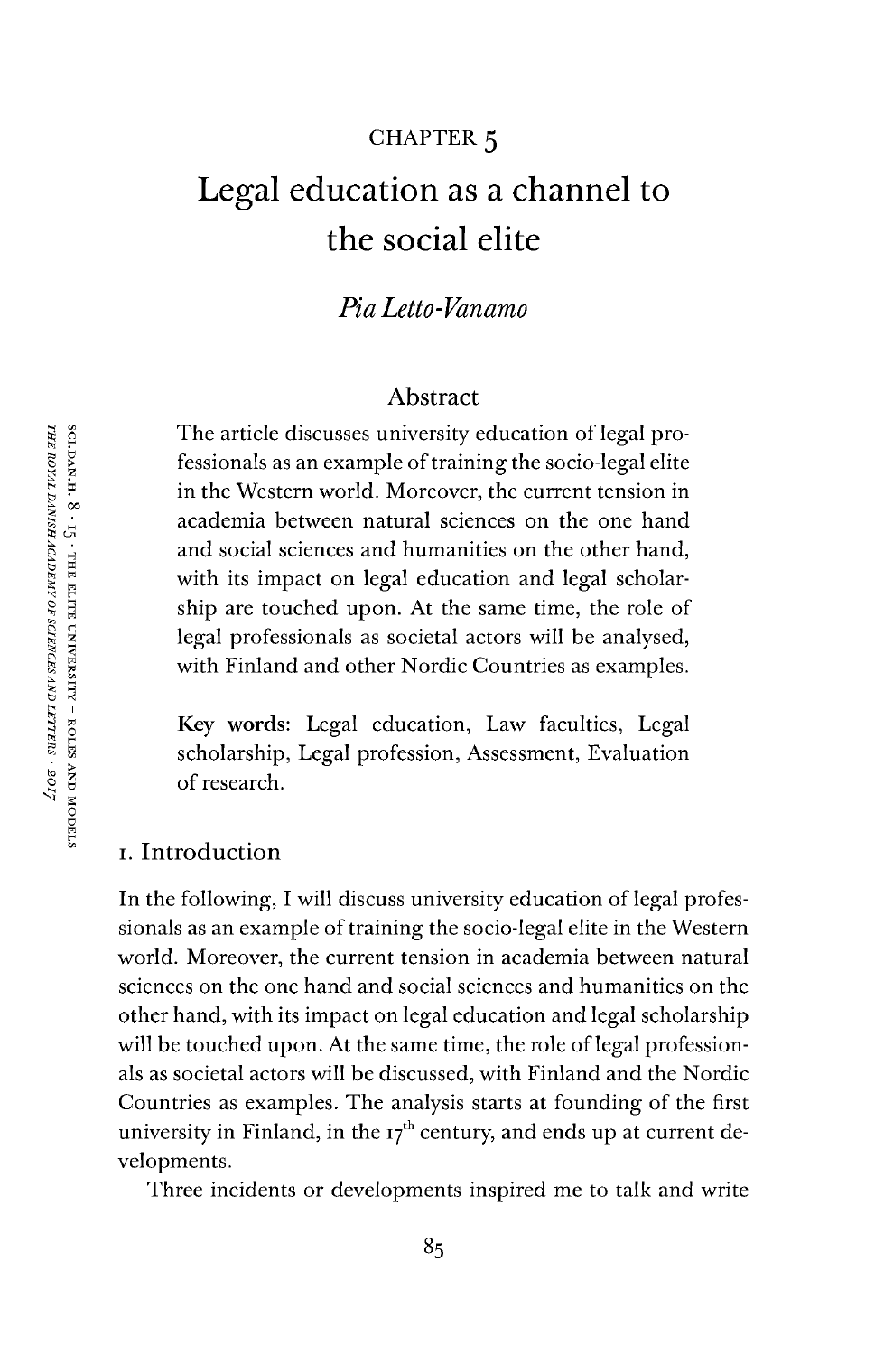CHAPTER 5

# Legal education as a channel to the social elite

*Pia Letto-Vanamo*

## Abstract

The article discusses university education of legal professionals as an example of training the socio-legal elite in the Western world. Moreover, the current tension in academia between natural sciences on the one hand and social sciences and humanities on the other hand, with its impact on legal education and legal scholarship are touched upon. At the same time, the role of legal professionals as societal actors will be analysed, with Finland and other Nordic Countries as examples.

**Key words:** Legal education, Law faculties, Legal scholarship, Legal profession, Assessment, Evaluation of research.

## 1. Introduction

In the following, I will discuss university education of legal professionals as an example of training the socio-legal elite in the Western world. Moreover, the current tension in academia between natural sciences on the one hand and social sciences and humanities on the other hand, with its impact on legal education and legal scholarship will be touched upon. At the same time, the role of legal professionals as societal actors will be discussed, with Finland and the Nordic Countries as examples. The analysis starts at founding of the first university in Finland, in the 17th century, and ends up at current developments.

Three incidents or developments inspired me to talk and write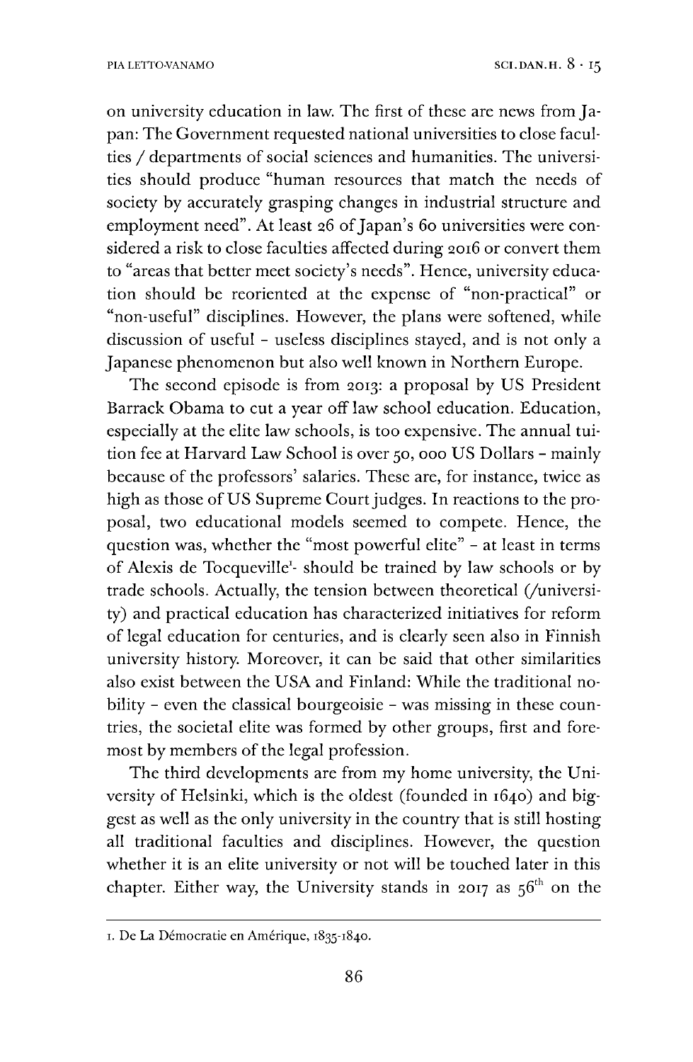on university education in law. The first of these are news from Japan: The Government requested national universities to close faculties / departments of social sciences and humanities. The universities should produce "human resources that match the needs of society by accurately grasping changes in industrial structure and employment need". At least 26 of Japan's 60 universities were considered a risk to close faculties affected during 2016 or convert them to "areas that better meet society's needs". Hence, university education should be reoriented at the expense of "non-practical" or "non-useful" disciplines. However, the plans were softened, while discussion of useful - useless disciplines stayed, and is not only a Japanese phenomenon but also well known in Northern Europe.

The second episode is from 2013: a proposal by US President Barrack Obama to cut a year off law school education. Education, especially at the elite law schools, is too expensive. The annual tuition fee at Harvard Law School is over 50, 000 US Dollars - mainly because of the professors' salaries. These are, for instance, twice as high as those of US Supreme Court judges. In reactions to the proposal, two educational models seemed to compete. Hence, the question was, whether the "most powerful elite" - at least in terms of Alexis de Tocqueville[1]- should be trained by law schools or by trade schools. Actually, the tension between theoretical (/university) and practical education has characterized initiatives for reform of legal education for centuries, and is clearly seen also in Finnish university history. Moreover, it can be said that other similarities also exist between the USA and Finland: While the traditional nobility - even the classical bourgeoisie - was missing in these countries, the societal elite was formed by other groups, first and foremost by members of the legal profession.

The third developments are from my home university, the University of Helsinki, which is the oldest (founded in 1640) and biggest as well as the only university in the country that is still hosting all traditional faculties and disciplines. However, the question whether it is an elite university or not will be touched later in this chapter. Either way, the University stands in 2017 as 56$^{th}$ on the

---

1. De La Démocratie en Amérique, 1835-1840.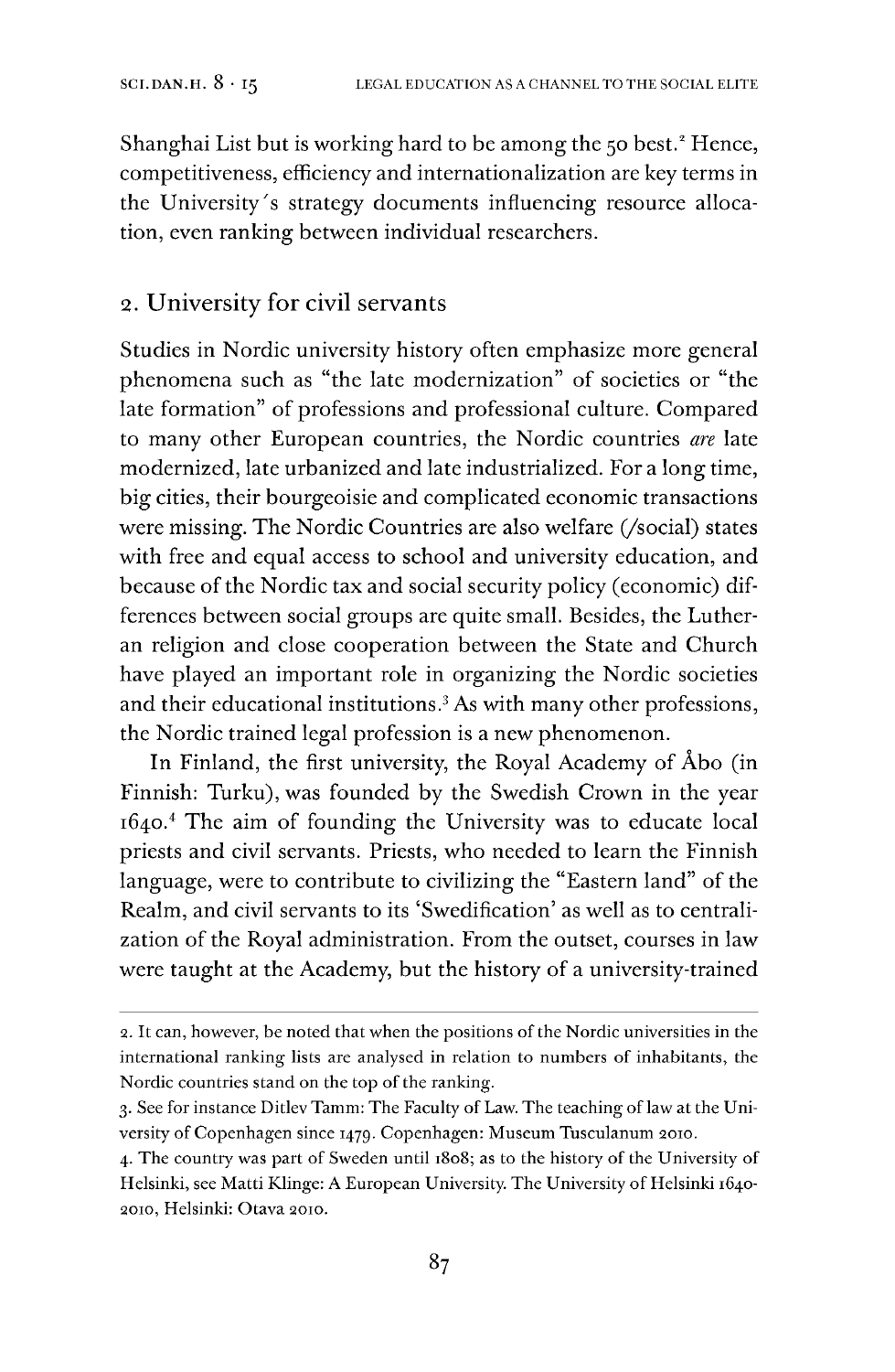Shanghai List but is working hard to be among the 50 best.[2] Hence, competitiveness, efficiency and internationalization are key terms in the University's strategy documents influencing resource allocation, even ranking between individual researchers.

## 2. University for civil servants

Studies in Nordic university history often emphasize more general phenomena such as "the late modernization" of societies or "the late formation" of professions and professional culture. Compared to many other European countries, the Nordic countries *are* late modernized, late urbanized and late industrialized. For a long time, big cities, their bourgeoisie and complicated economic transactions were missing. The Nordic Countries are also welfare (/social) states with free and equal access to school and university education, and because of the Nordic tax and social security policy (economic) differences between social groups are quite small. Besides, the Lutheran religion and close cooperation between the State and Church have played an important role in organizing the Nordic societies and their educational institutions.[3] As with many other professions, the Nordic trained legal profession is a new phenomenon.

In Finland, the first university, the Royal Academy of Åbo (in Finnish: Turku), was founded by the Swedish Crown in the year 1640.[4] The aim of founding the University was to educate local priests and civil servants. Priests, who needed to learn the Finnish language, were to contribute to civilizing the "Eastern land" of the Realm, and civil servants to its 'Swedification' as well as to centralization of the Royal administration. From the outset, courses in law were taught at the Academy, but the history of a university-trained

---

2. It can, however, be noted that when the positions of the Nordic universities in the international ranking lists are analysed in relation to numbers of inhabitants, the Nordic countries stand on the top of the ranking.

3. See for instance Ditlev Tamm: The Faculty of Law. The teaching of law at the University of Copenhagen since 1479. Copenhagen: Museum Tusculanum 2010.

4. The country was part of Sweden until 1808; as to the history of the University of Helsinki, see Matti Klinge: A European University. The University of Helsinki 1640-2010, Helsinki: Otava 2010.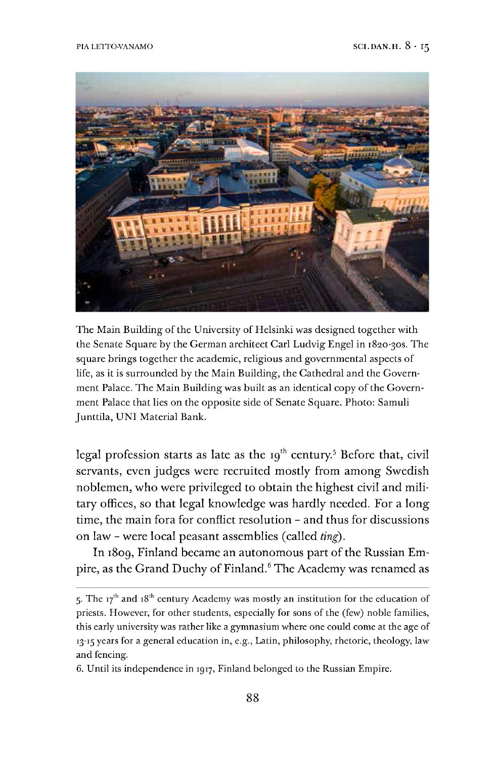The Main Building of the University of Helsinki was designed together with the Senate Square by the German architect Carl Ludvig Engel in 1820-30s. The square brings together the academic, religious and governmental aspects of life, as it is surrounded by the Main Building, the Cathedral and the Government Palace. The Main Building was built as an identical copy of the Government Palace that lies on the opposite side of Senate Square. Photo: Samuli Junttila, UNI Material Bank.

legal profession starts as late as the 19th century.[5] Before that, civil servants, even judges were recruited mostly from among Swedish noblemen, who were privileged to obtain the highest civil and military offices, so that legal knowledge was hardly needed. For a long time, the main fora for conflict resolution – and thus for discussions on law – were local peasant assemblies (called *ting*).

In 1809, Finland became an autonomous part of the Russian Empire, as the Grand Duchy of Finland.[6] The Academy was renamed as

---

5. The 17th and 18th century Academy was mostly an institution for the education of priests. However, for other students, especially for sons of the (few) noble families, this early university was rather like a gymnasium where one could come at the age of 13-15 years for a general education in, e.g., Latin, philosophy, rhetoric, theology, law and fencing.

6. Until its independence in 1917, Finland belonged to the Russian Empire.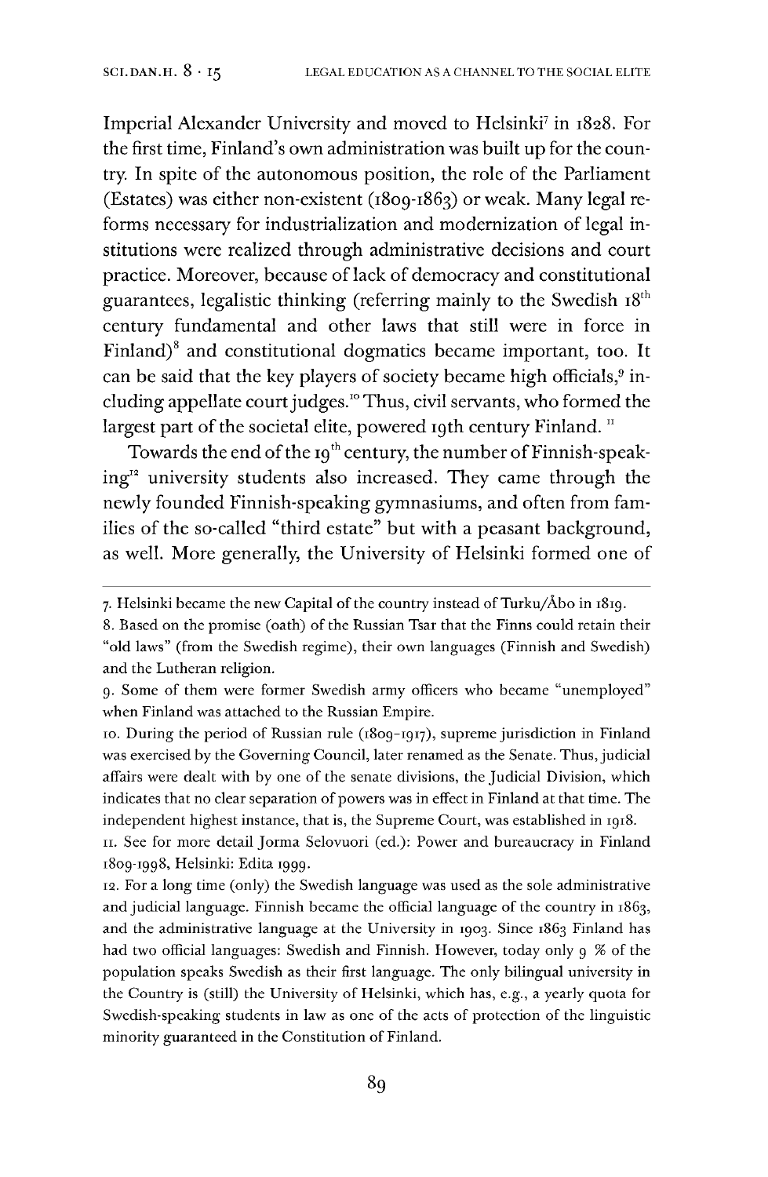Imperial Alexander University and moved to Helsinki[7] in 1828. For the first time, Finland's own administration was built up for the country. In spite of the autonomous position, the role of the Parliament (Estates) was either non-existent (1809-1863) or weak. Many legal reforms necessary for industrialization and modernization of legal institutions were realized through administrative decisions and court practice. Moreover, because of lack of democracy and constitutional guarantees, legalistic thinking (referring mainly to the Swedish 18th century fundamental and other laws that still were in force in Finland)[8] and constitutional dogmatics became important, too. It can be said that the key players of society became high officials,[9] including appellate court judges.[10] Thus, civil servants, who formed the largest part of the societal elite, powered 19th century Finland.[11]

Towards the end of the 19th century, the number of Finnish-speaking[12] university students also increased. They came through the newly founded Finnish-speaking gymnasiums, and often from families of the so-called "third estate" but with a peasant background, as well. More generally, the University of Helsinki formed one of

---

7. Helsinki became the new Capital of the country instead of Turku/Åbo in 1819.

8. Based on the promise (oath) of the Russian Tsar that the Finns could retain their "old laws" (from the Swedish regime), their own languages (Finnish and Swedish) and the Lutheran religion.

9. Some of them were former Swedish army officers who became "unemployed" when Finland was attached to the Russian Empire.

10. During the period of Russian rule (1809-1917), supreme jurisdiction in Finland was exercised by the Governing Council, later renamed as the Senate. Thus, judicial affairs were dealt with by one of the senate divisions, the Judicial Division, which indicates that no clear separation of powers was in effect in Finland at that time. The independent highest instance, that is, the Supreme Court, was established in 1918.

11. See for more detail Jorma Selovuori (ed.): Power and bureaucracy in Finland 1809-1998, Helsinki: Edita 1999.

12. For a long time (only) the Swedish language was used as the sole administrative and judicial language. Finnish became the official language of the country in 1863, and the administrative language at the University in 1903. Since 1863 Finland has had two official languages: Swedish and Finnish. However, today only 9 % of the population speaks Swedish as their first language. The only bilingual university in the Country is (still) the University of Helsinki, which has, e.g., a yearly quota for Swedish-speaking students in law as one of the acts of protection of the linguistic minority guaranteed in the Constitution of Finland.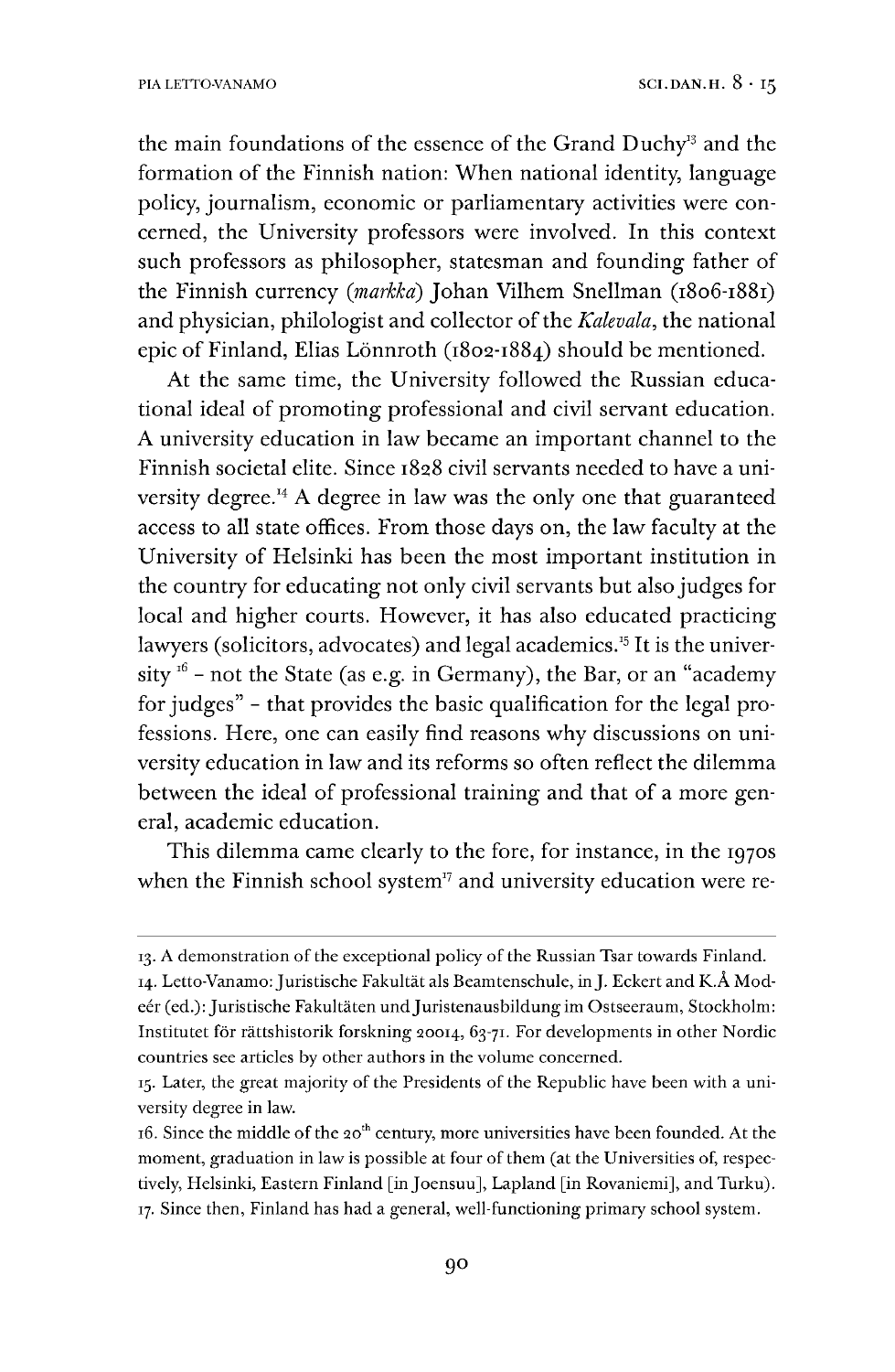the main foundations of the essence of the Grand Duchy[13] and the formation of the Finnish nation: When national identity, language policy, journalism, economic or parliamentary activities were concerned, the University professors were involved. In this context such professors as philosopher, statesman and founding father of the Finnish currency (*markka*) Johan Vilhem Snellman (1806-1881) and physician, philologist and collector of the *Kalevala*, the national epic of Finland, Elias Lönnroth (1802-1884) should be mentioned.

At the same time, the University followed the Russian educational ideal of promoting professional and civil servant education. A university education in law became an important channel to the Finnish societal elite. Since 1828 civil servants needed to have a university degree.[14] A degree in law was the only one that guaranteed access to all state offices. From those days on, the law faculty at the University of Helsinki has been the most important institution in the country for educating not only civil servants but also judges for local and higher courts. However, it has also educated practicing lawyers (solicitors, advocates) and legal academics.[15] It is the university [16] – not the State (as e.g. in Germany), the Bar, or an "academy for judges" – that provides the basic qualification for the legal professions. Here, one can easily find reasons why discussions on university education in law and its reforms so often reflect the dilemma between the ideal of professional training and that of a more general, academic education.

This dilemma came clearly to the fore, for instance, in the 1970s when the Finnish school system[17] and university education were re-

---

13. A demonstration of the exceptional policy of the Russian Tsar towards Finland.

14. Letto-Vanamo: Juristische Fakultät als Beamtenschule, in J. Eckert and K.Å Modeér (ed.): Juristische Fakultäten und Juristenausbildung im Ostseeraum, Stockholm: Institutet för rättshistorik forskning 20014, 63-71. For developments in other Nordic countries see articles by other authors in the volume concerned.

15. Later, the great majority of the Presidents of the Republic have been with a university degree in law.

16. Since the middle of the 20th century, more universities have been founded. At the moment, graduation in law is possible at four of them (at the Universities of, respectively, Helsinki, Eastern Finland [in Joensuu], Lapland [in Rovaniemi], and Turku).

17. Since then, Finland has had a general, well-functioning primary school system.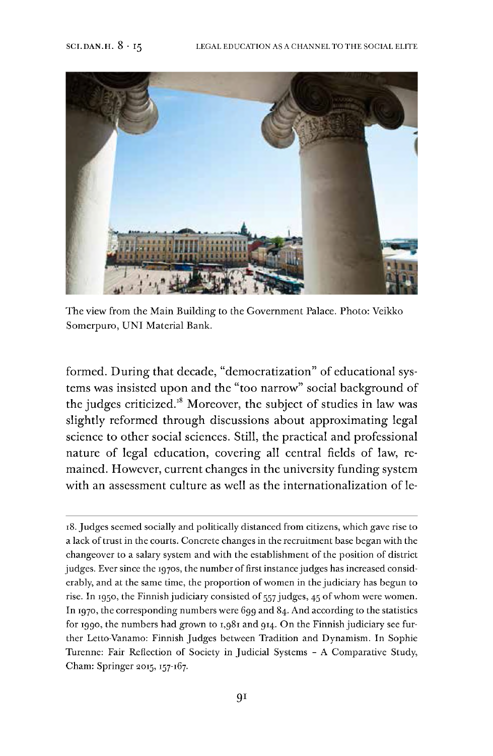The view from the Main Building to the Government Palace. Photo: Veikko Somerpuro, UNI Material Bank.

formed. During that decade, "democratization" of educational systems was insisted upon and the "too narrow" social background of the judges criticized.[18] Moreover, the subject of studies in law was slightly reformed through discussions about approximating legal science to other social sciences. Still, the practical and professional nature of legal education, covering all central fields of law, remained. However, current changes in the university funding system with an assessment culture as well as the internationalization of le-

18. Judges seemed socially and politically distanced from citizens, which gave rise to a lack of trust in the courts. Concrete changes in the recruitment base began with the changeover to a salary system and with the establishment of the position of district judges. Ever since the 1970s, the number of first instance judges has increased considerably, and at the same time, the proportion of women in the judiciary has begun to rise. In 1950, the Finnish judiciary consisted of 557 judges, 45 of whom were women. In 1970, the corresponding numbers were 699 and 84. And according to the statistics for 1990, the numbers had grown to 1,981 and 914. On the Finnish judiciary see further Letto-Vanamo: Finnish Judges between Tradition and Dynamism. In Sophie Turenne: Fair Reflection of Society in Judicial Systems – A Comparative Study, Cham: Springer 2015, 157-167.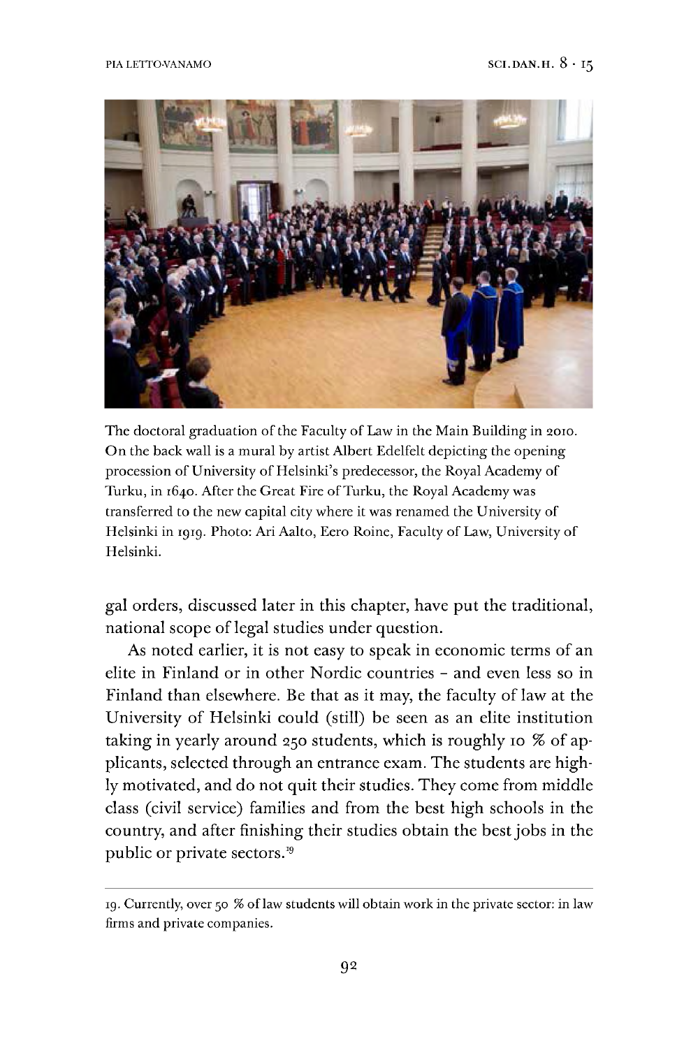The doctoral graduation of the Faculty of Law in the Main Building in 2010. On the back wall is a mural by artist Albert Edelfelt depicting the opening procession of University of Helsinki's predecessor, the Royal Academy of Turku, in 1640. After the Great Fire of Turku, the Royal Academy was transferred to the new capital city where it was renamed the University of Helsinki in 1919. Photo: Ari Aalto, Eero Roine, Faculty of Law, University of Helsinki.

gal orders, discussed later in this chapter, have put the traditional, national scope of legal studies under question.

As noted earlier, it is not easy to speak in economic terms of an elite in Finland or in other Nordic countries – and even less so in Finland than elsewhere. Be that as it may, the faculty of law at the University of Helsinki could (still) be seen as an elite institution taking in yearly around 250 students, which is roughly 10 % of applicants, selected through an entrance exam. The students are highly motivated, and do not quit their studies. They come from middle class (civil service) families and from the best high schools in the country, and after finishing their studies obtain the best jobs in the public or private sectors.[19]

19. Currently, over 50 % of law students will obtain work in the private sector: in law firms and private companies.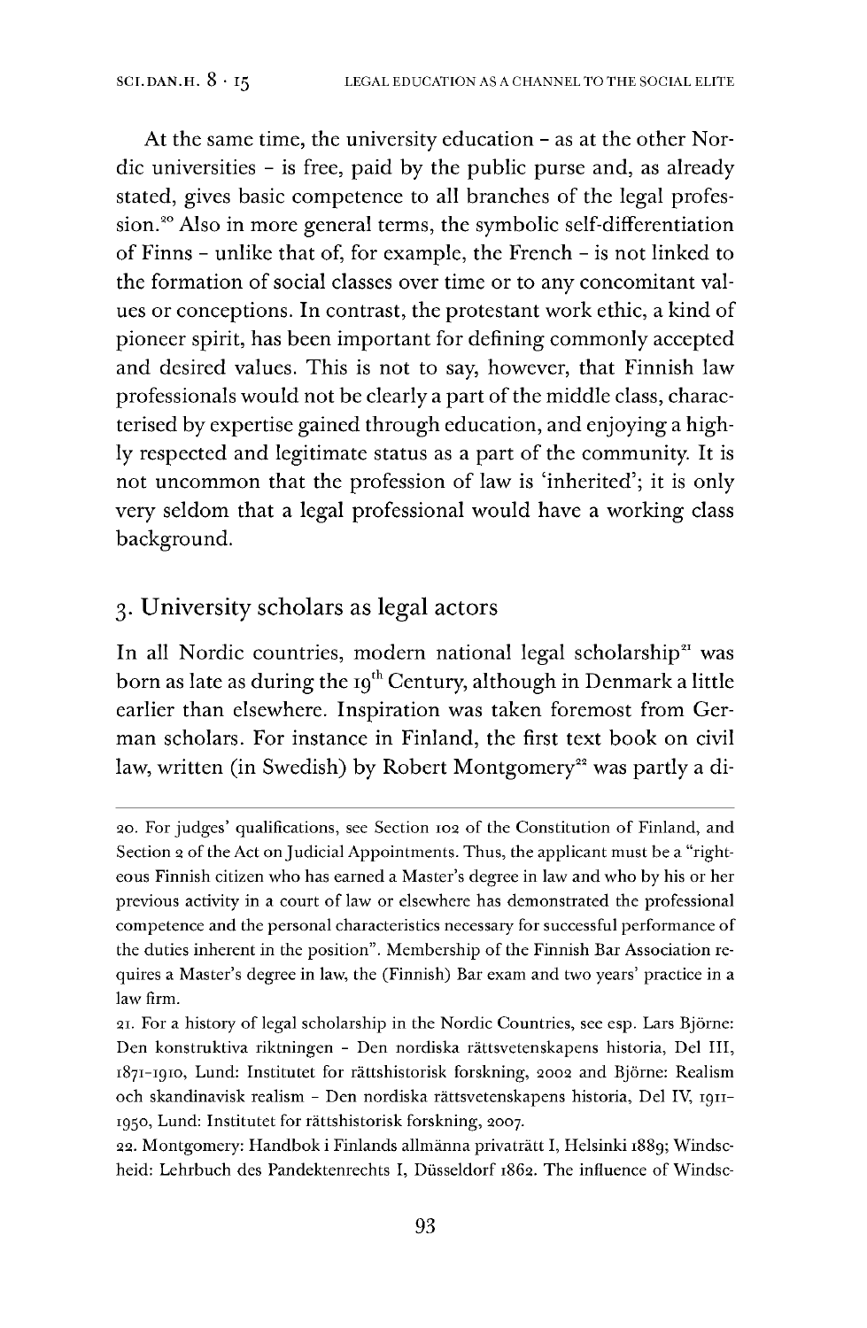At the same time, the university education – as at the other Nordic universities – is free, paid by the public purse and, as already stated, gives basic competence to all branches of the legal profession.[20] Also in more general terms, the symbolic self-differentiation of Finns – unlike that of, for example, the French – is not linked to the formation of social classes over time or to any concomitant values or conceptions. In contrast, the protestant work ethic, a kind of pioneer spirit, has been important for defining commonly accepted and desired values. This is not to say, however, that Finnish law professionals would not be clearly a part of the middle class, characterised by expertise gained through education, and enjoying a highly respected and legitimate status as a part of the community. It is not uncommon that the profession of law is 'inherited'; it is only very seldom that a legal professional would have a working class background.

## 3. University scholars as legal actors

In all Nordic countries, modern national legal scholarship[21] was born as late as during the 19th Century, although in Denmark a little earlier than elsewhere. Inspiration was taken foremost from German scholars. For instance in Finland, the first text book on civil law, written (in Swedish) by Robert Montgomery[22] was partly a di-

---

20. For judges' qualifications, see Section 102 of the Constitution of Finland, and Section 2 of the Act on Judicial Appointments. Thus, the applicant must be a "righteous Finnish citizen who has earned a Master's degree in law and who by his or her previous activity in a court of law or elsewhere has demonstrated the professional competence and the personal characteristics necessary for successful performance of the duties inherent in the position". Membership of the Finnish Bar Association requires a Master's degree in law, the (Finnish) Bar exam and two years' practice in a law firm.

21. For a history of legal scholarship in the Nordic Countries, see esp. Lars Björne: Den konstruktiva riktningen – Den nordiska rättsvetenskapens historia, Del III, 1871–1910, Lund: Institutet for rättshistorisk forskning, 2002 and Björne: Realism och skandinavisk realism – Den nordiska rättsvetenskapens historia, Del IV, 1911–1950, Lund: Institutet for rättshistorisk forskning, 2007.

22. Montgomery: Handbok i Finlands allmänna privaträtt I, Helsinki 1889; Windscheid: Lehrbuch des Pandektenrechts I, Düsseldorf 1862. The influence of Windsc-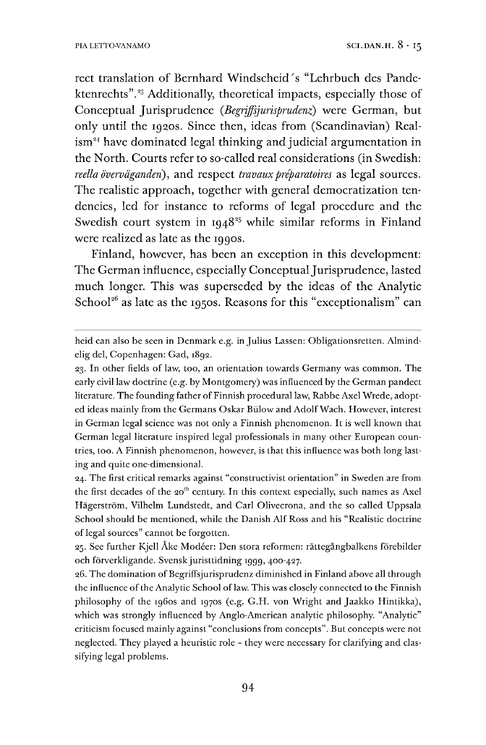rect translation of Bernhard Windscheid's "Lehrbuch des Pandektenrechts".[23] Additionally, theoretical impacts, especially those of Conceptual Jurisprudence (*Begriffsjurisprudenz*) were German, but only until the 1920s. Since then, ideas from (Scandinavian) Realism[24] have dominated legal thinking and judicial argumentation in the North. Courts refer to so-called real considerations (in Swedish: *reella överväganden*), and respect *travaux préparatoires* as legal sources. The realistic approach, together with general democratization tendencies, led for instance to reforms of legal procedure and the Swedish court system in 1948[25] while similar reforms in Finland were realized as late as the 1990s.

Finland, however, has been an exception in this development: The German influence, especially Conceptual Jurisprudence, lasted much longer. This was superseded by the ideas of the Analytic School[26] as late as the 1950s. Reasons for this "exceptionalism" can

---

heid can also be seen in Denmark e.g. in Julius Lassen: Obligationsretten. Almindelig del, Copenhagen: Gad, 1892.

23. In other fields of law, too, an orientation towards Germany was common. The early civil law doctrine (e.g. by Montgomery) was influenced by the German pandect literature. The founding father of Finnish procedural law, Rabbe Axel Wrede, adopted ideas mainly from the Germans Oskar Bülow and Adolf Wach. However, interest in German legal science was not only a Finnish phenomenon. It is well known that German legal literature inspired legal professionals in many other European countries, too. A Finnish phenomenon, however, is that this influence was both long lasting and quite one-dimensional.

24. The first critical remarks against "constructivist orientation" in Sweden are from the first decades of the 20th century. In this context especially, such names as Axel Hägerström, Vilhelm Lundstedt, and Carl Olivecrona, and the so called Uppsala School should be mentioned, while the Danish Alf Ross and his "Realistic doctrine of legal sources" cannot be forgotten.

25. See further Kjell Åke Modéer: Den stora reformen: rättegångbalkens förebilder och förverkligande. Svensk juristtidning 1999, 400-427.

26. The domination of Begriffsjurisprudenz diminished in Finland above all through the influence of the Analytic School of law. This was closely connected to the Finnish philosophy of the 1960s and 1970s (e.g. G.H. von Wright and Jaakko Hintikka), which was strongly influenced by Anglo-American analytic philosophy. "Analytic" criticism focused mainly against "conclusions from concepts". But concepts were not neglected. They played a heuristic role – they were necessary for clarifying and classifying legal problems.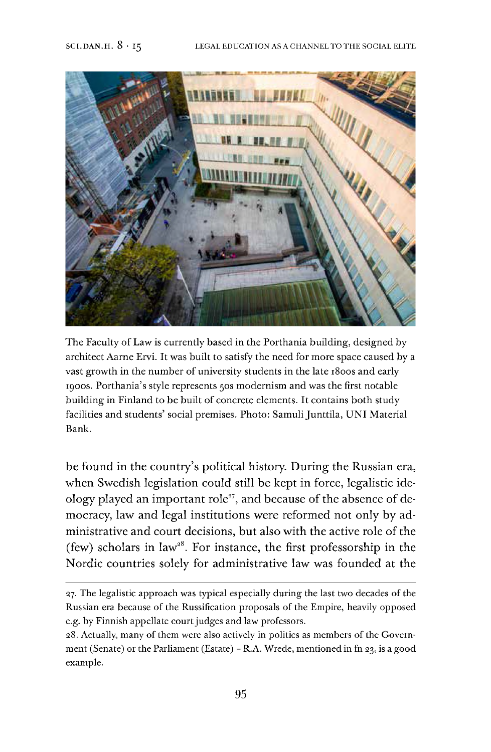The Faculty of Law is currently based in the Porthania building, designed by architect Aarne Ervi. It was built to satisfy the need for more space caused by a vast growth in the number of university students in the late 1800s and early 1900s. Porthania's style represents 50s modernism and was the first notable building in Finland to be built of concrete elements. It contains both study facilities and students' social premises. Photo: Samuli Junttila, UNI Material Bank.

be found in the country's political history. During the Russian era, when Swedish legislation could still be kept in force, legalistic ideology played an important role[27], and because of the absence of democracy, law and legal institutions were reformed not only by administrative and court decisions, but also with the active role of the (few) scholars in law[28]. For instance, the first professorship in the Nordic countries solely for administrative law was founded at the

27. The legalistic approach was typical especially during the last two decades of the Russian era because of the Russification proposals of the Empire, heavily opposed e.g. by Finnish appellate court judges and law professors.

28. Actually, many of them were also actively in politics as members of the Government (Senate) or the Parliament (Estate) – R.A. Wrede, mentioned in fn 23, is a good example.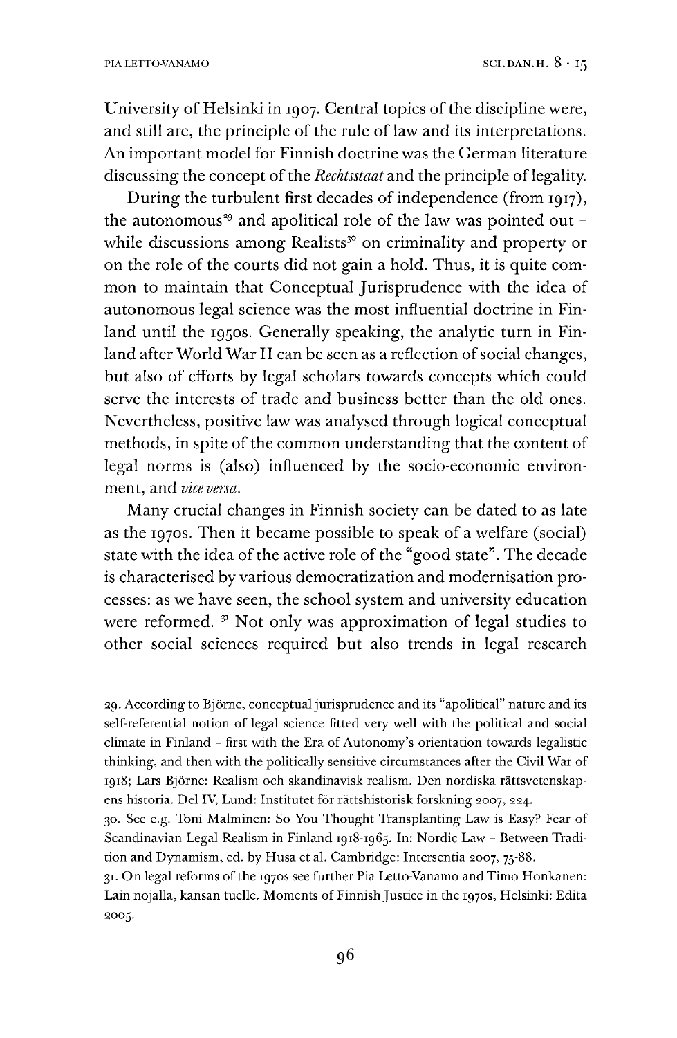University of Helsinki in 1907. Central topics of the discipline were, and still are, the principle of the rule of law and its interpretations. An important model for Finnish doctrine was the German literature discussing the concept of the *Rechtsstaat* and the principle of legality.

During the turbulent first decades of independence (from 1917), the autonomous[29] and apolitical role of the law was pointed out – while discussions among Realists[30] on criminality and property or on the role of the courts did not gain a hold. Thus, it is quite common to maintain that Conceptual Jurisprudence with the idea of autonomous legal science was the most influential doctrine in Finland until the 1950s. Generally speaking, the analytic turn in Finland after World War II can be seen as a reflection of social changes, but also of efforts by legal scholars towards concepts which could serve the interests of trade and business better than the old ones. Nevertheless, positive law was analysed through logical conceptual methods, in spite of the common understanding that the content of legal norms is (also) influenced by the socio-economic environment, and *vice versa*.

Many crucial changes in Finnish society can be dated to as late as the 1970s. Then it became possible to speak of a welfare (social) state with the idea of the active role of the "good state". The decade is characterised by various democratization and modernisation processes: as we have seen, the school system and university education were reformed. [31] Not only was approximation of legal studies to other social sciences required but also trends in legal research

---

29. According to Björne, conceptual jurisprudence and its "apolitical" nature and its self-referential notion of legal science fitted very well with the political and social climate in Finland – first with the Era of Autonomy's orientation towards legalistic thinking, and then with the politically sensitive circumstances after the Civil War of 1918; Lars Björne: Realism och skandinavisk realism. Den nordiska rättsvetenskapens historia. Del IV, Lund: Institutet för rättshistorisk forskning 2007, 224.

30. See e.g. Toni Malminen: So You Thought Transplanting Law is Easy? Fear of Scandinavian Legal Realism in Finland 1918-1965. In: Nordic Law – Between Tradition and Dynamism, ed. by Husa et al. Cambridge: Intersentia 2007, 75-88.

31. On legal reforms of the 1970s see further Pia Letto-Vanamo and Timo Honkanen: Lain nojalla, kansan tuelle. Moments of Finnish Justice in the 1970s, Helsinki: Edita 2005.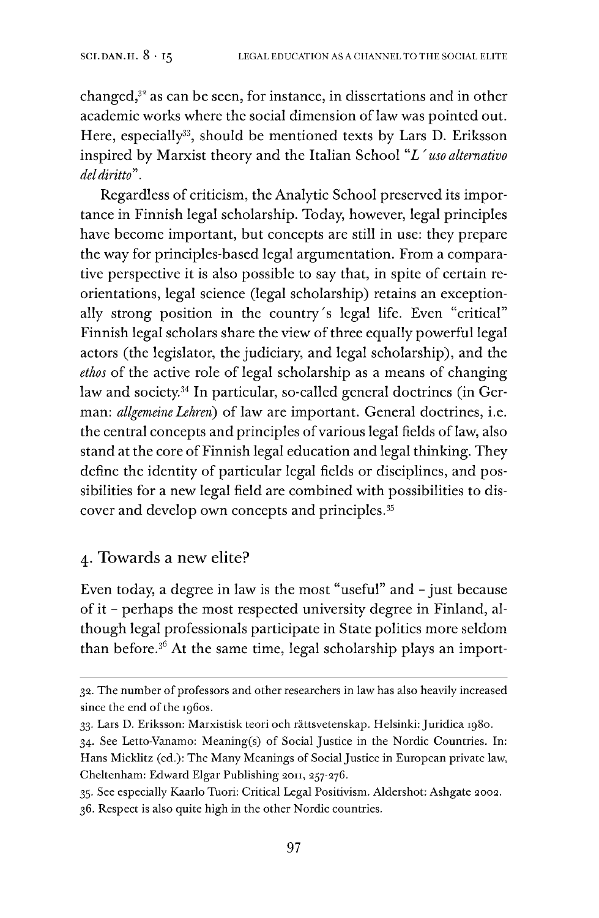changed,[32] as can be seen, for instance, in dissertations and in other academic works where the social dimension of law was pointed out. Here, especially[33], should be mentioned texts by Lars D. Eriksson inspired by Marxist theory and the Italian School "*L´uso alternativo del diritto*".

Regardless of criticism, the Analytic School preserved its importance in Finnish legal scholarship. Today, however, legal principles have become important, but concepts are still in use: they prepare the way for principles-based legal argumentation. From a comparative perspective it is also possible to say that, in spite of certain reorientations, legal science (legal scholarship) retains an exceptionally strong position in the country´s legal life. Even "critical" Finnish legal scholars share the view of three equally powerful legal actors (the legislator, the judiciary, and legal scholarship), and the *ethos* of the active role of legal scholarship as a means of changing law and society.[34] In particular, so-called general doctrines (in German: *allgemeine Lehren*) of law are important. General doctrines, i.e. the central concepts and principles of various legal fields of law, also stand at the core of Finnish legal education and legal thinking. They define the identity of particular legal fields or disciplines, and possibilities for a new legal field are combined with possibilities to discover and develop own concepts and principles.[35]

## 4. Towards a new elite?

Even today, a degree in law is the most "useful" and – just because of it – perhaps the most respected university degree in Finland, although legal professionals participate in State politics more seldom than before.[36] At the same time, legal scholarship plays an import-

---

32. The number of professors and other researchers in law has also heavily increased since the end of the 1960s.

33. Lars D. Eriksson: Marxistisk teori och rättsvetenskap. Helsinki: Juridica 1980.

34. See Letto-Vanamo: Meaning(s) of Social Justice in the Nordic Countries. In: Hans Micklitz (ed.): The Many Meanings of Social Justice in European private law, Cheltenham: Edward Elgar Publishing 2011, 257-276.

35. See especially Kaarlo Tuori: Critical Legal Positivism. Aldershot: Ashgate 2002.

36. Respect is also quite high in the other Nordic countries.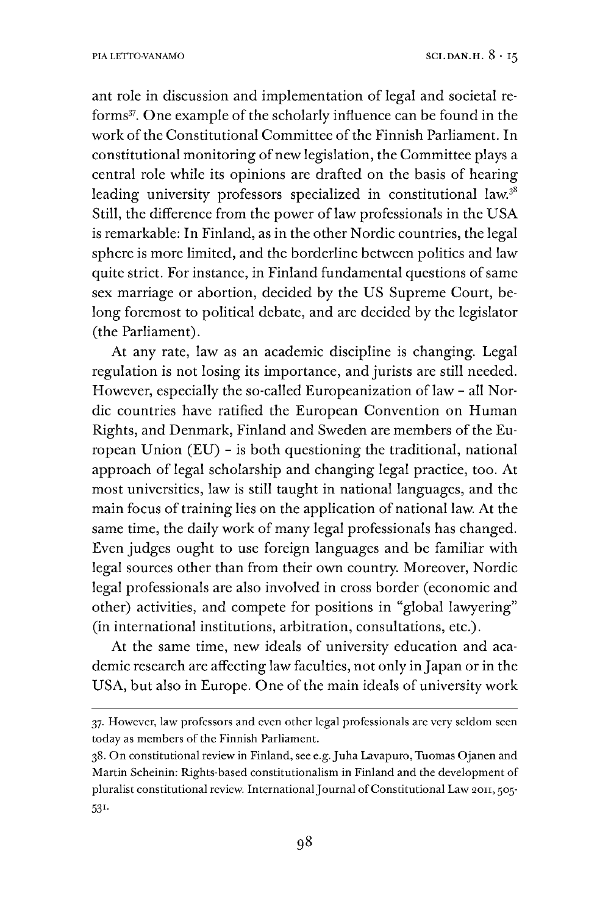ant role in discussion and implementation of legal and societal reforms[37]. One example of the scholarly influence can be found in the work of the Constitutional Committee of the Finnish Parliament. In constitutional monitoring of new legislation, the Committee plays a central role while its opinions are drafted on the basis of hearing leading university professors specialized in constitutional law.[38] Still, the difference from the power of law professionals in the USA is remarkable: In Finland, as in the other Nordic countries, the legal sphere is more limited, and the borderline between politics and law quite strict. For instance, in Finland fundamental questions of same sex marriage or abortion, decided by the US Supreme Court, belong foremost to political debate, and are decided by the legislator (the Parliament).

At any rate, law as an academic discipline is changing. Legal regulation is not losing its importance, and jurists are still needed. However, especially the so-called Europeanization of law – all Nordic countries have ratified the European Convention on Human Rights, and Denmark, Finland and Sweden are members of the European Union (EU) – is both questioning the traditional, national approach of legal scholarship and changing legal practice, too. At most universities, law is still taught in national languages, and the main focus of training lies on the application of national law. At the same time, the daily work of many legal professionals has changed. Even judges ought to use foreign languages and be familiar with legal sources other than from their own country. Moreover, Nordic legal professionals are also involved in cross border (economic and other) activities, and compete for positions in "global lawyering" (in international institutions, arbitration, consultations, etc.).

At the same time, new ideals of university education and academic research are affecting law faculties, not only in Japan or in the USA, but also in Europe. One of the main ideals of university work

37. However, law professors and even other legal professionals are very seldom seen today as members of the Finnish Parliament.

38. On constitutional review in Finland, see e.g. Juha Lavapuro, Tuomas Ojanen and Martin Scheinin: Rights-based constitutionalism in Finland and the development of pluralist constitutional review. International Journal of Constitutional Law 2011, 505-531.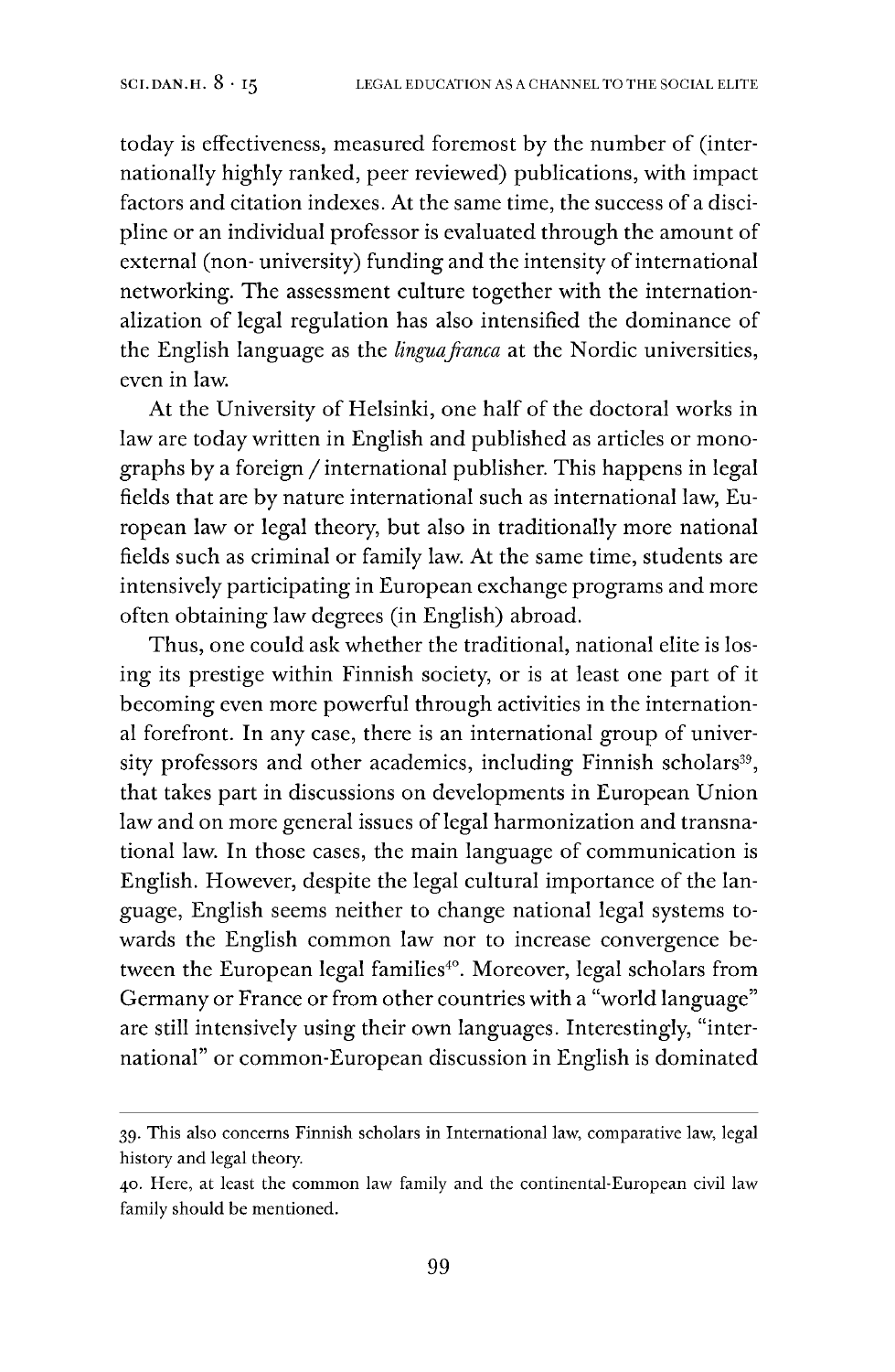today is effectiveness, measured foremost by the number of (internationally highly ranked, peer reviewed) publications, with impact factors and citation indexes. At the same time, the success of a discipline or an individual professor is evaluated through the amount of external (non- university) funding and the intensity of international networking. The assessment culture together with the internationalization of legal regulation has also intensified the dominance of the English language as the *lingua franca* at the Nordic universities, even in law.

At the University of Helsinki, one half of the doctoral works in law are today written in English and published as articles or monographs by a foreign / international publisher. This happens in legal fields that are by nature international such as international law, European law or legal theory, but also in traditionally more national fields such as criminal or family law. At the same time, students are intensively participating in European exchange programs and more often obtaining law degrees (in English) abroad.

Thus, one could ask whether the traditional, national elite is losing its prestige within Finnish society, or is at least one part of it becoming even more powerful through activities in the international forefront. In any case, there is an international group of university professors and other academics, including Finnish scholars[39], that takes part in discussions on developments in European Union law and on more general issues of legal harmonization and transnational law. In those cases, the main language of communication is English. However, despite the legal cultural importance of the language, English seems neither to change national legal systems towards the English common law nor to increase convergence between the European legal families[40]. Moreover, legal scholars from Germany or France or from other countries with a "world language" are still intensively using their own languages. Interestingly, "international" or common-European discussion in English is dominated

39. This also concerns Finnish scholars in International law, comparative law, legal history and legal theory.

40. Here, at least the common law family and the continental-European civil law family should be mentioned.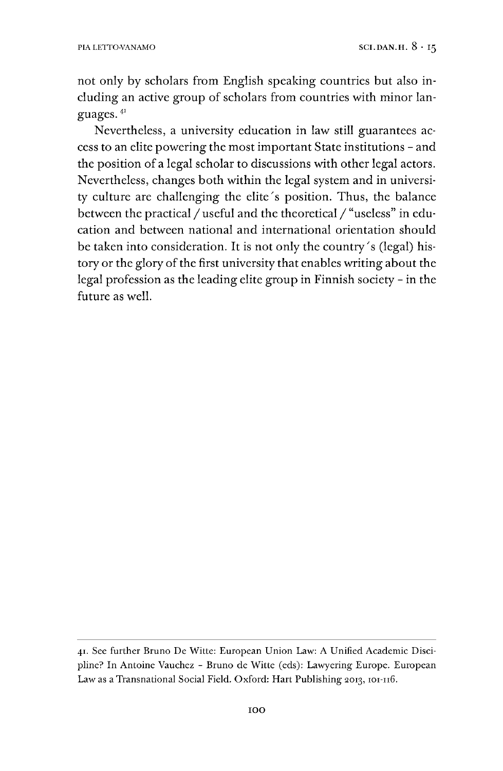not only by scholars from English speaking countries but also including an active group of scholars from countries with minor languages.[41]

Nevertheless, a university education in law still guarantees access to an elite powering the most important State institutions – and the position of a legal scholar to discussions with other legal actors. Nevertheless, changes both within the legal system and in university culture are challenging the elite´s position. Thus, the balance between the practical / useful and the theoretical / "useless" in education and between national and international orientation should be taken into consideration. It is not only the country´s (legal) history or the glory of the first university that enables writing about the legal profession as the leading elite group in Finnish society – in the future as well.

41. See further Bruno De Witte: European Union Law: A Unified Academic Discipline? In Antoine Vauchez – Bruno de Witte (eds): Lawyering Europe. European Law as a Transnational Social Field. Oxford: Hart Publishing 2013, 101-116.